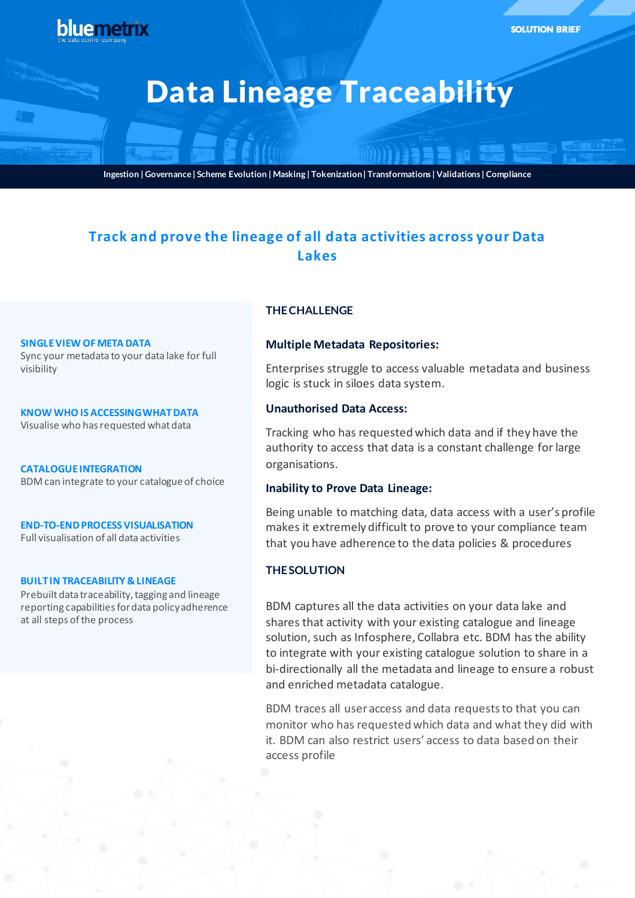bluemetrix
the data centric company

SOLUTION BRIEF

# Data Lineage Traceability

Ingestion | Governance | Scheme Evolution | Masking | Tokenization | Transformations | Validations | Compliance

## Track and prove the lineage of all data activities across your Data Lakes

**SINGLE VIEW OF META DATA**
Sync your metadata to your data lake for full visibility

**KNOW WHO IS ACCESSING WHAT DATA**
Visualise who has requested what data

**CATALOGUE INTEGRATION**
BDM can integrate to your catalogue of choice

**END-TO-END PROCESS VISUALISATION**
Full visualisation of all data activities

**BUILT IN TRACEABILITY & LINEAGE**
Prebuilt data traceability, tagging and lineage reporting capabilities for data policy adherence at all steps of the process

### THE CHALLENGE

**Multiple Metadata Repositories:**

Enterprises struggle to access valuable metadata and business logic is stuck in siloes data system.

**Unauthorised Data Access:**

Tracking who has requested which data and if they have the authority to access that data is a constant challenge for large organisations.

**Inability to Prove Data Lineage:**

Being unable to matching data, data access with a user's profile makes it extremely difficult to prove to your compliance team that you have adherence to the data policies & procedures

### THE SOLUTION

BDM captures all the data activities on your data lake and shares that activity with your existing catalogue and lineage solution, such as Infosphere, Collabra etc. BDM has the ability to integrate with your existing catalogue solution to share in a bi-directionally all the metadata and lineage to ensure a robust and enriched metadata catalogue.

BDM traces all user access and data requests to that you can monitor who has requested which data and what they did with it. BDM can also restrict users' access to data based on their access profile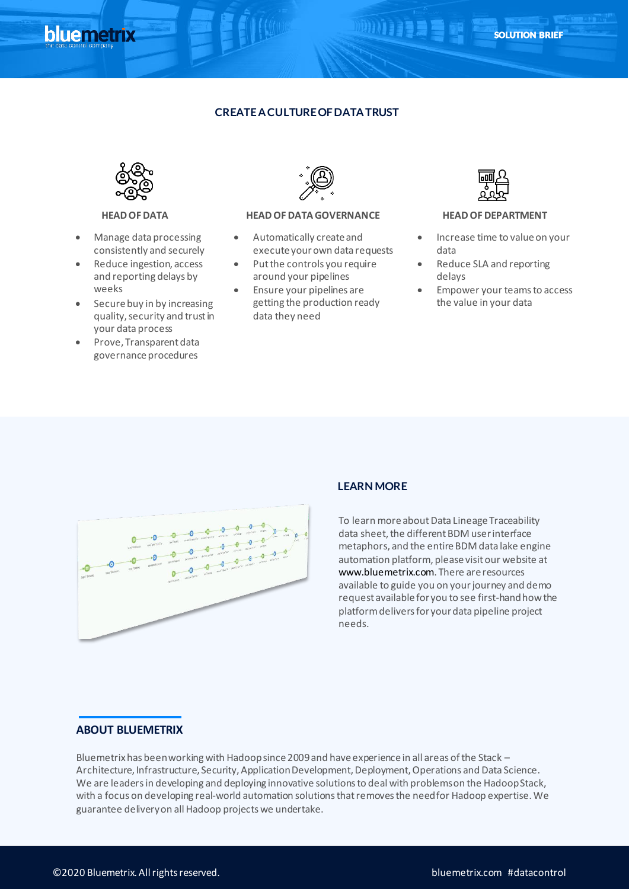## CREATE A CULTURE OF DATA TRUST

### HEAD OF DATA

- Manage data processing consistently and securely
- Reduce ingestion, access and reporting delays by weeks
- Secure buy in by increasing quality, security and trust in your data process
- Prove, Transparent data governance procedures

### HEAD OF DATA GOVERNANCE

- Automatically create and execute your own data requests
- Put the controls you require around your pipelines
- Ensure your pipelines are getting the production ready data they need

### HEAD OF DEPARTMENT

- Increase time to value on your data
- Reduce SLA and reporting delays
- Empower your teams to access the value in your data

## LEARN MORE

To learn more about Data Lineage Traceability data sheet, the different BDM user interface metaphors, and the entire BDM data lake engine automation platform, please visit our website at www.bluemetrix.com. There are resources available to guide you on your journey and demo request available for you to see first-hand how the platform delivers for your data pipeline project needs.

## ABOUT BLUEMETRIX

Bluemetrix has been working with Hadoop since 2009 and have experience in all areas of the Stack – Architecture, Infrastructure, Security, Application Development, Deployment, Operations and Data Science. We are leaders in developing and deploying innovative solutions to deal with problems on the Hadoop Stack, with a focus on developing real-world automation solutions that removes the need for Hadoop expertise. We guarantee delivery on all Hadoop projects we undertake.

©2020 Bluemetrix. All rights reserved.

bluemetrix.com #datacontrol